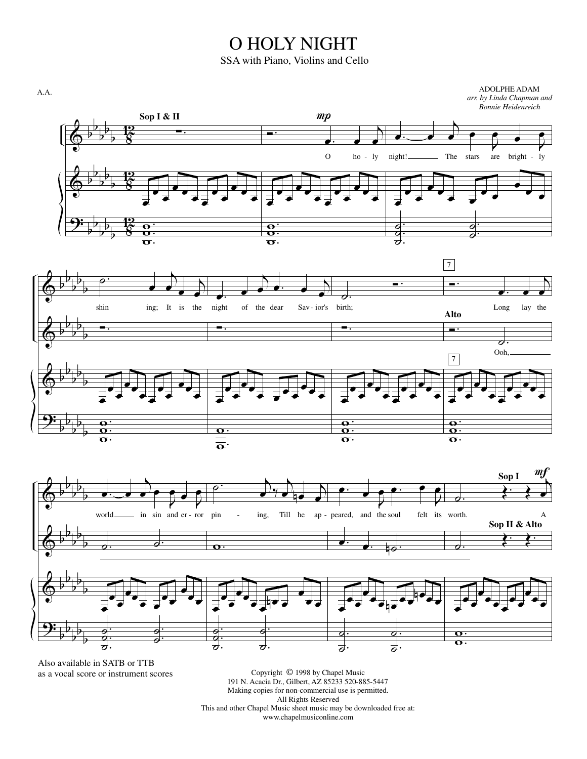# O HOLY NIGHT

SSA with Piano, Violins and Cello

A.A.

ADOLPHE ADAM
*arr. by Linda Chapman and Bonnie Heidenreich*

Also available in SATB or TTB as a vocal score or instrument scores

Copyright © 1998 by Chapel Music
191 N. Acacia Dr., Gilbert, AZ 85233 520-885-5447
Making copies for non-commercial use is permitted.
All Rights Reserved
This and other Chapel Music sheet music may be downloaded free at:
www.chapelmusiconline.com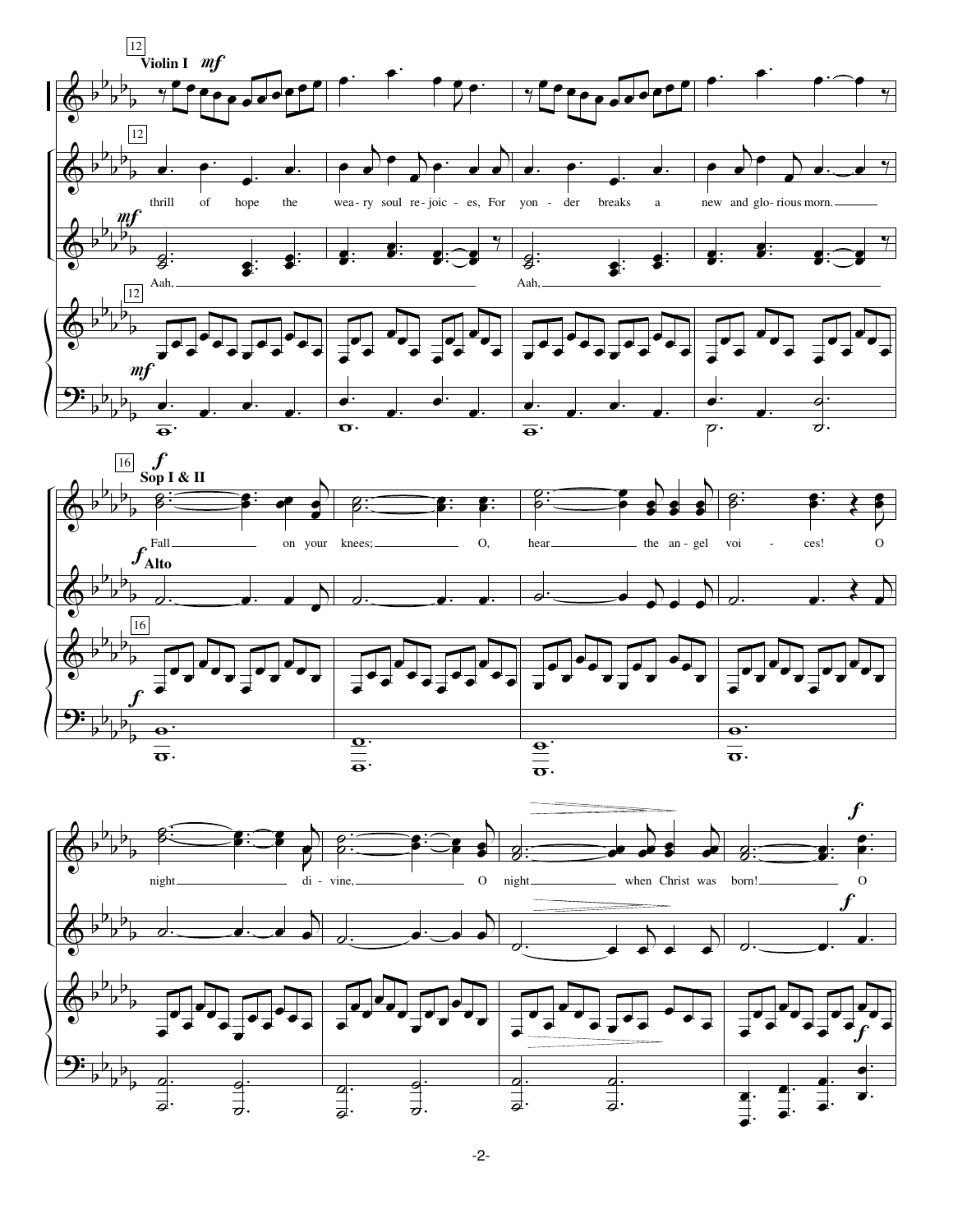12

**Violin I** *mf*

thrill of hope the wea-ry soul re-joic-es, For yon-der breaks a new and glo-rious morn.

*mf*

Aah, Aah,

16

*f* **Sop I & II**

Fall on your knees; O, hear the an-gel voi-ces! O

*f* **Alto**

night di-vine, O night when Christ was born! O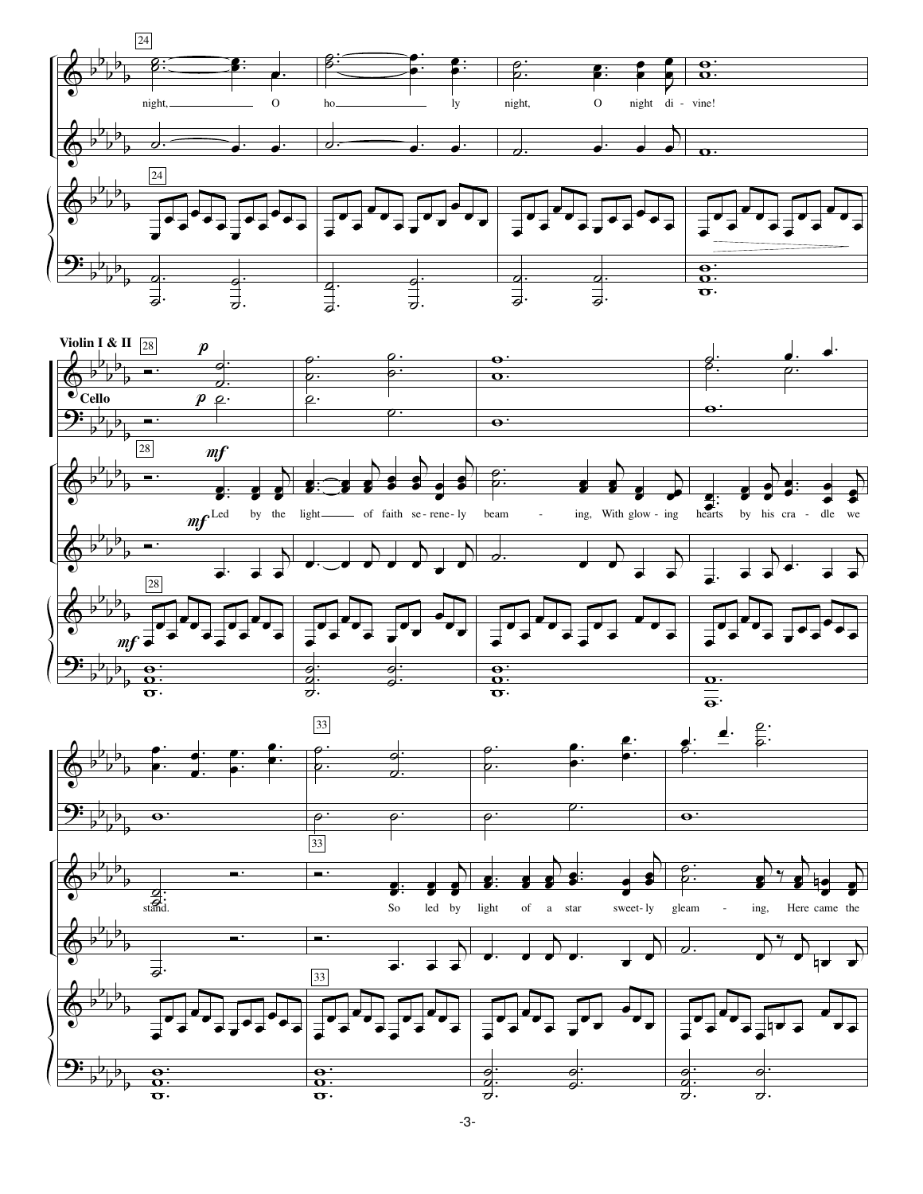24

night, O ho - ly night, O night di - vine!

**Violin I & II** 28

**Cello**

*p*

*mf*

Led by the light of faith se - rene - ly beam - ing, With glow - ing hearts by his cra - dle we stand.

33

So led by light of a star sweet - ly gleam - ing, Here came the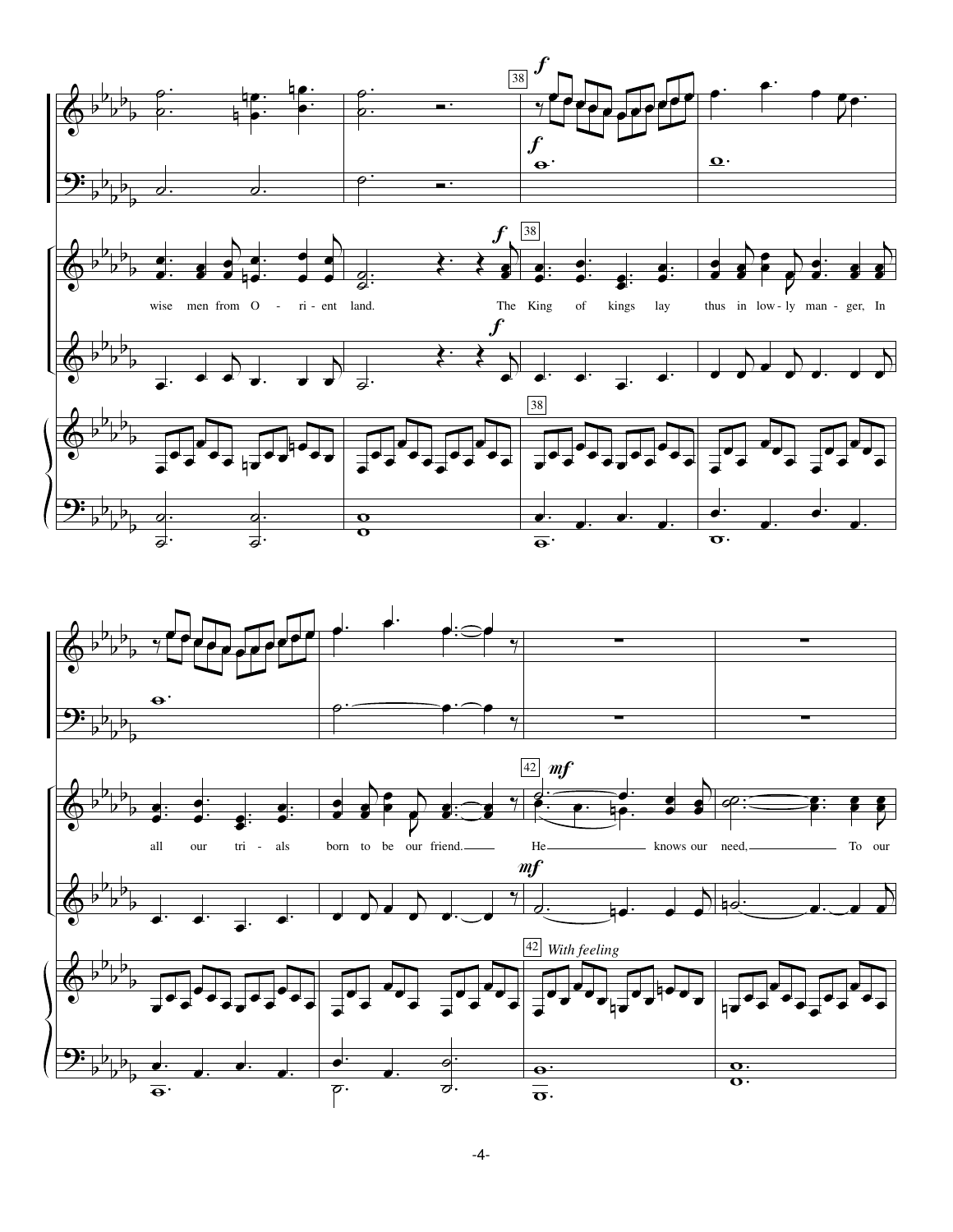wise men from O - ri - ent land. The King of kings lay thus in low - ly man - ger, In

all our tri - als born to be our friend. He knows our need, To our

*With feeling*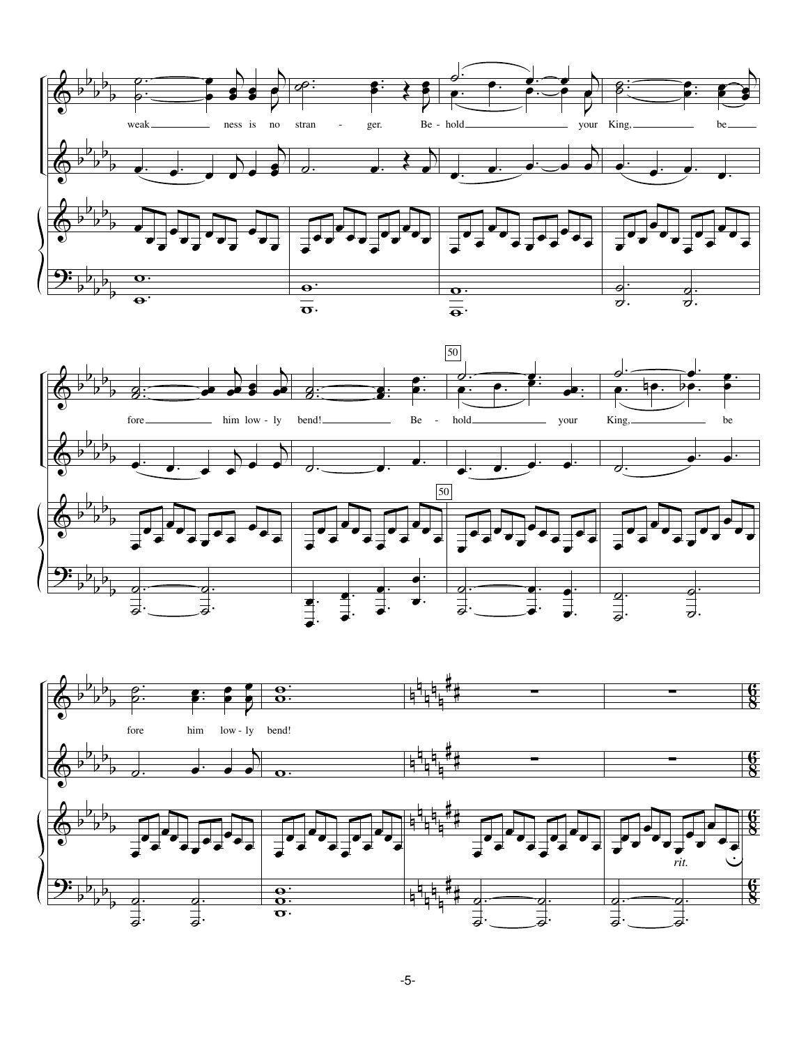weak ness is no stran - ger. Be - hold your King, be

fore him low - ly bend! Be - hold your King, be

fore him low - ly bend!

*rit.*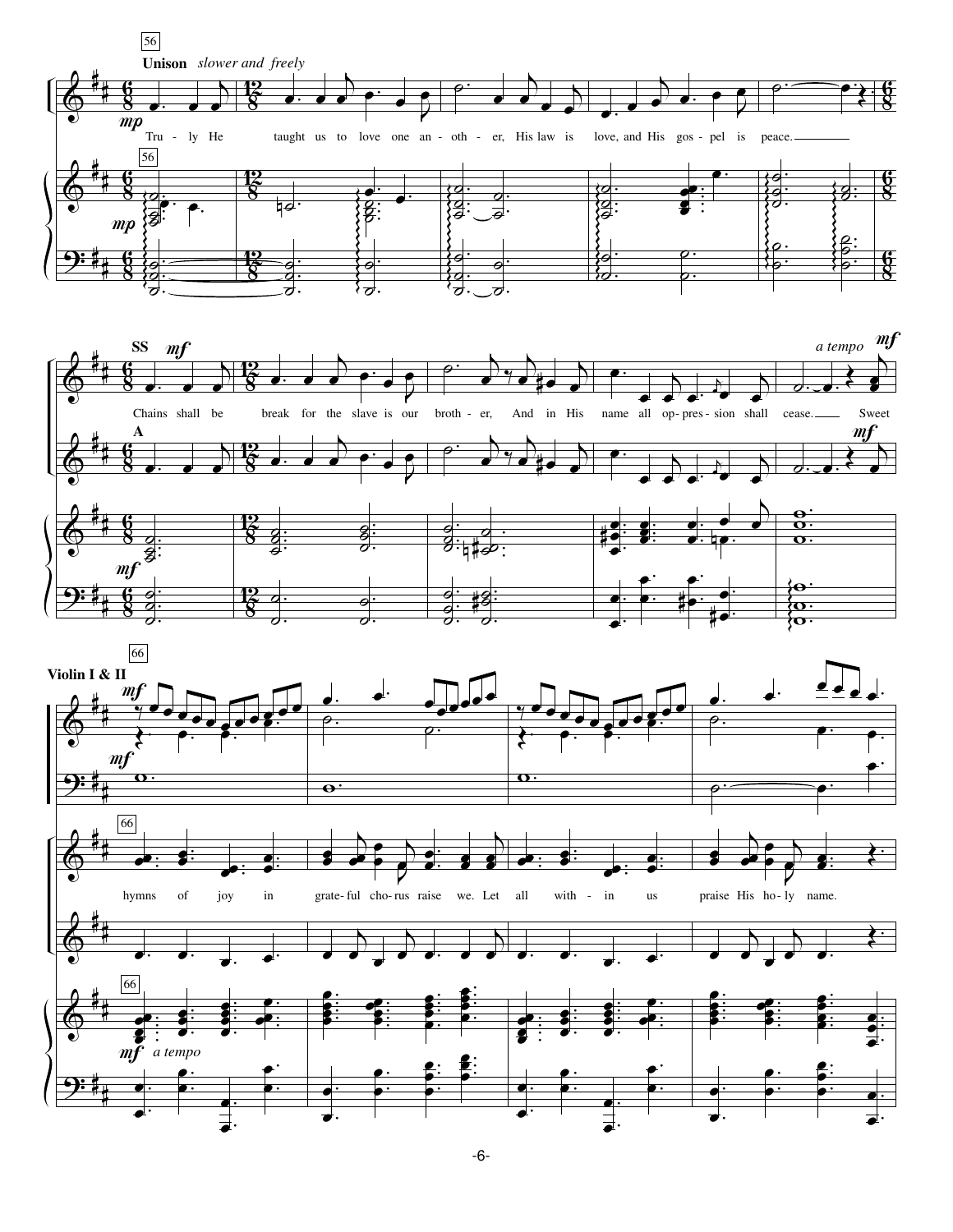56

**Unison** *slower and freely*

*mp*

Tru - ly He taught us to love one an - oth - er, His law is love, and His gos - pel is peace.

**SS** *mf*

Chains shall be break for the slave is our broth - er, And in His name all op - pres - sion shall cease. Sweet

*a tempo* *mf*

**A**

66

**Violin I & II**

hymns of joy in grate - ful cho - rus raise we. Let all with - in us praise His ho - ly name.

*mf* *a tempo*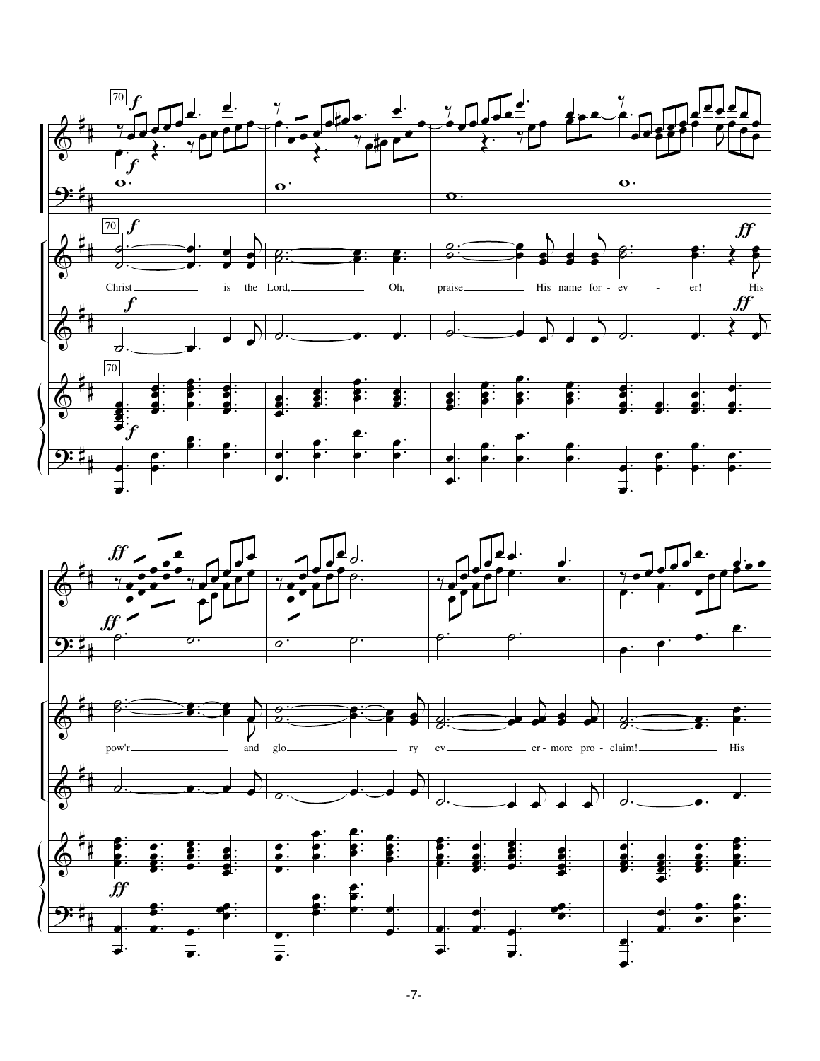Christ is the Lord, Oh, praise His name for - ev - er! His

pow'r and glo ry ev er - more pro - claim! His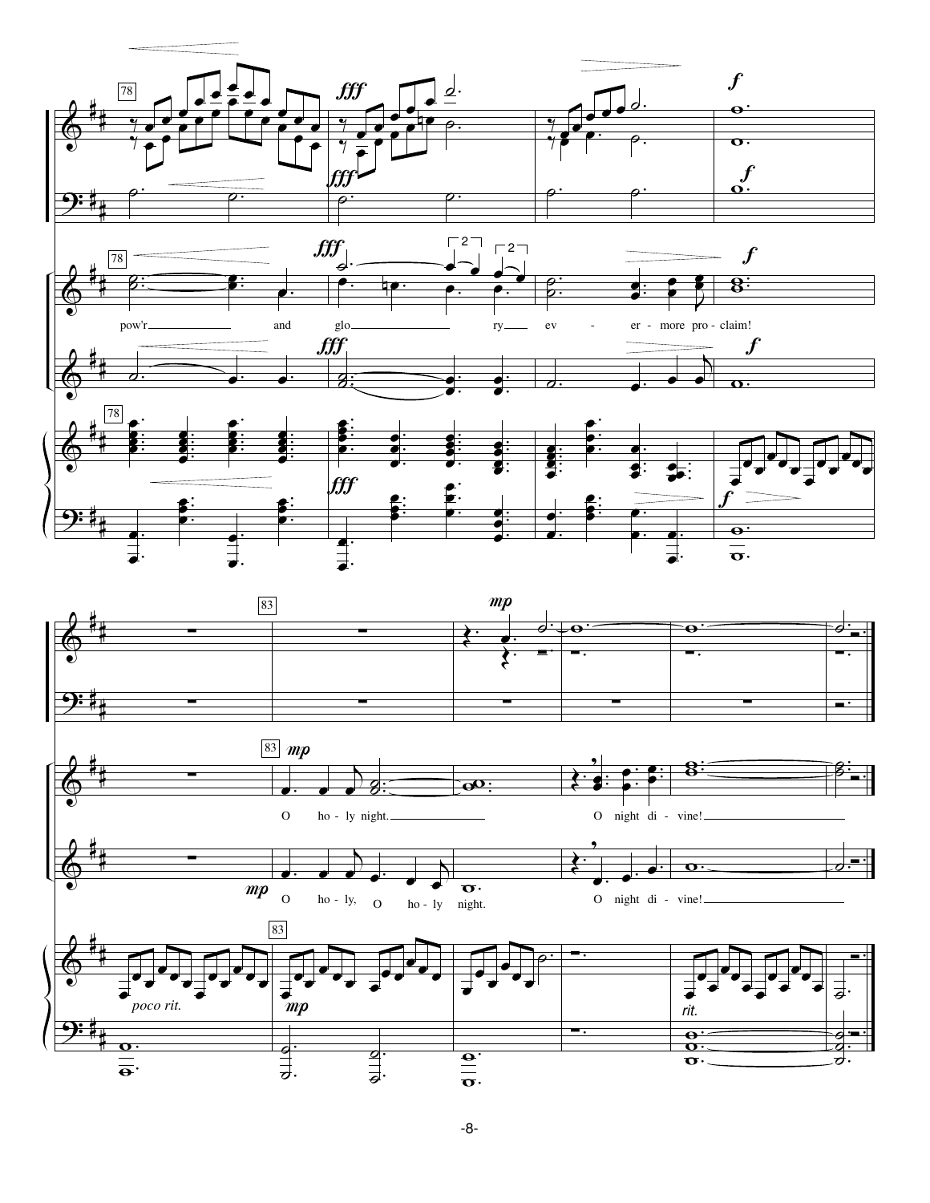78

pow'r and glo ry ev - er - more pro - claim!

83

O ho - ly night. O night di - vine!

O ho - ly, O ho - ly night. O night di - vine!

*poco rit.*

*rit.*